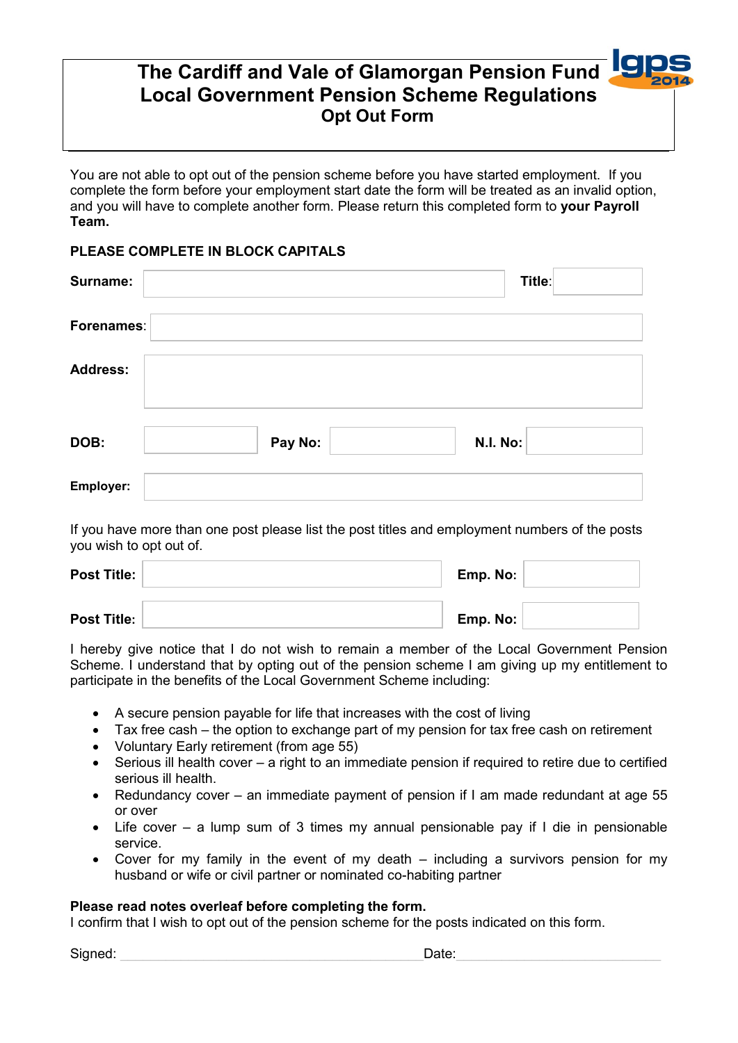# The Cardiff and Vale of Glamorgan Pension Fund
# Local Government Pension Scheme Regulations
## Opt Out Form

You are not able to opt out of the pension scheme before you have started employment. If you complete the form before your employment start date the form will be treated as an invalid option, and you will have to complete another form. Please return this completed form to **your Payroll Team.**

**PLEASE COMPLETE IN BLOCK CAPITALS**

| | | | | | |
|---|---|---|---|---|---|
| **Surname:** | | | | **Title**: | |
| **Forenames**: | | | | | |
| **Address:** | | | | | |
| **DOB:** | | **Pay No:** | | **N.I. No:** | |
| **Employer:** | | | | | |

If you have more than one post please list the post titles and employment numbers of the posts you wish to opt out of.

| | | | |
|---|---|---|---|
| **Post Title:** | | **Emp. No:** | |
| **Post Title**: | | **Emp. No:** | |

I hereby give notice that I do not wish to remain a member of the Local Government Pension Scheme. I understand that by opting out of the pension scheme I am giving up my entitlement to participate in the benefits of the Local Government Scheme including:

- A secure pension payable for life that increases with the cost of living
- Tax free cash – the option to exchange part of my pension for tax free cash on retirement
- Voluntary Early retirement (from age 55)
- Serious ill health cover – a right to an immediate pension if required to retire due to certified serious ill health.
- Redundancy cover – an immediate payment of pension if I am made redundant at age 55 or over
- Life cover – a lump sum of 3 times my annual pensionable pay if I die in pensionable service.
- Cover for my family in the event of my death – including a survivors pension for my husband or wife or civil partner or nominated co-habiting partner

**Please read notes overleaf before completing the form.**
I confirm that I wish to opt out of the pension scheme for the posts indicated on this form.

Signed: ______________________________ Date: ____________________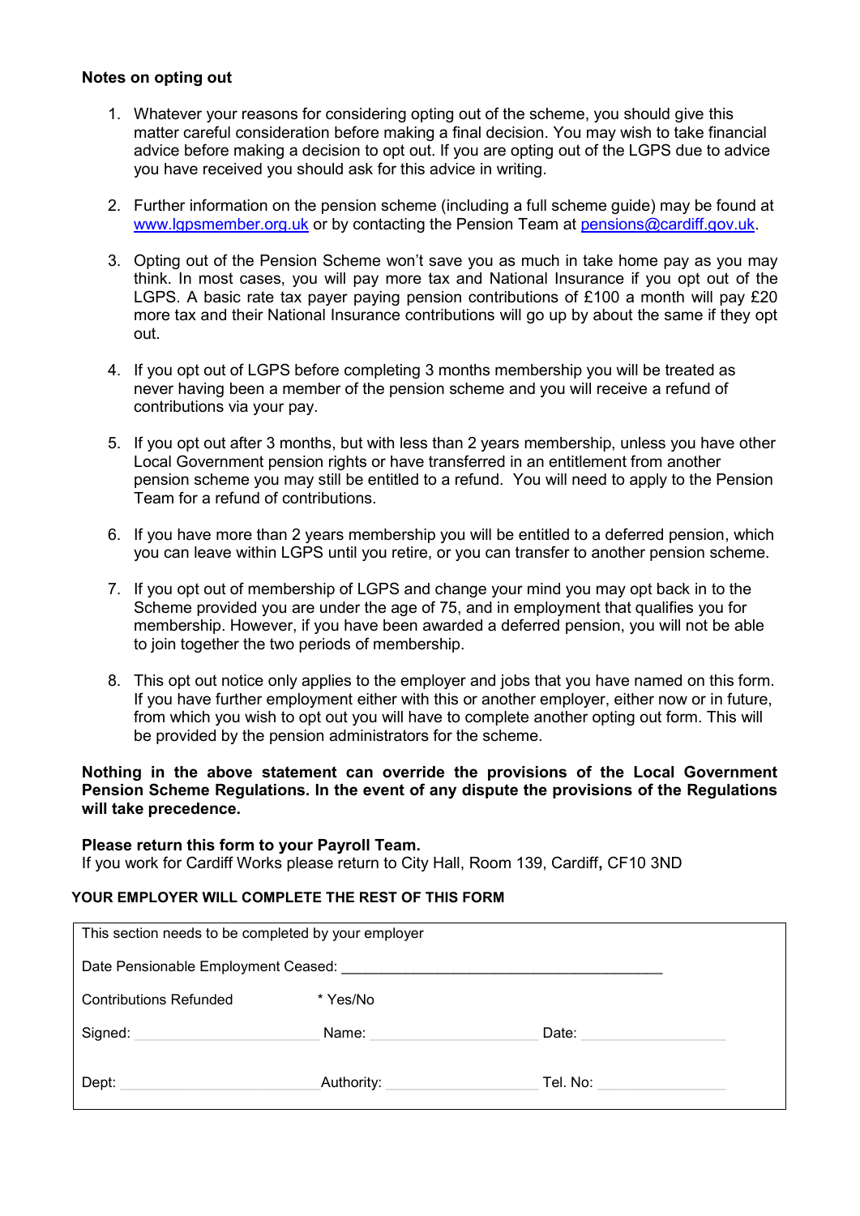**Notes on opting out**

1. Whatever your reasons for considering opting out of the scheme, you should give this matter careful consideration before making a final decision. You may wish to take financial advice before making a decision to opt out. If you are opting out of the LGPS due to advice you have received you should ask for this advice in writing.

2. Further information on the pension scheme (including a full scheme guide) may be found at [www.lgpsmember.org.uk](http://www.lgpsmember.org.uk) or by contacting the Pension Team at [pensions@cardiff.gov.uk](mailto:pensions@cardiff.gov.uk).

3. Opting out of the Pension Scheme won't save you as much in take home pay as you may think. In most cases, you will pay more tax and National Insurance if you opt out of the LGPS. A basic rate tax payer paying pension contributions of £100 a month will pay £20 more tax and their National Insurance contributions will go up by about the same if they opt out.

4. If you opt out of LGPS before completing 3 months membership you will be treated as never having been a member of the pension scheme and you will receive a refund of contributions via your pay.

5. If you opt out after 3 months, but with less than 2 years membership, unless you have other Local Government pension rights or have transferred in an entitlement from another pension scheme you may still be entitled to a refund. You will need to apply to the Pension Team for a refund of contributions.

6. If you have more than 2 years membership you will be entitled to a deferred pension, which you can leave within LGPS until you retire, or you can transfer to another pension scheme.

7. If you opt out of membership of LGPS and change your mind you may opt back in to the Scheme provided you are under the age of 75, and in employment that qualifies you for membership. However, if you have been awarded a deferred pension, you will not be able to join together the two periods of membership.

8. This opt out notice only applies to the employer and jobs that you have named on this form. If you have further employment either with this or another employer, either now or in future, from which you wish to opt out you will have to complete another opting out form. This will be provided by the pension administrators for the scheme.

**Nothing in the above statement can override the provisions of the Local Government Pension Scheme Regulations. In the event of any dispute the provisions of the Regulations will take precedence.**

**Please return this form to your Payroll Team.**
If you work for Cardiff Works please return to City Hall, Room 139, Cardiff**,** CF10 3ND

**YOUR EMPLOYER WILL COMPLETE THE REST OF THIS FORM**

| | | |
|---|---|---|
| This section needs to be completed by your employer | | |
| Date Pensionable Employment Ceased: ______________________________ | | |
| Contributions Refunded | * Yes/No | |
| Signed: ____________________ | Name: ____________________ | Date: ________________ |
| Dept: ____________________ | Authority: ____________________ | Tel. No: ________________ |